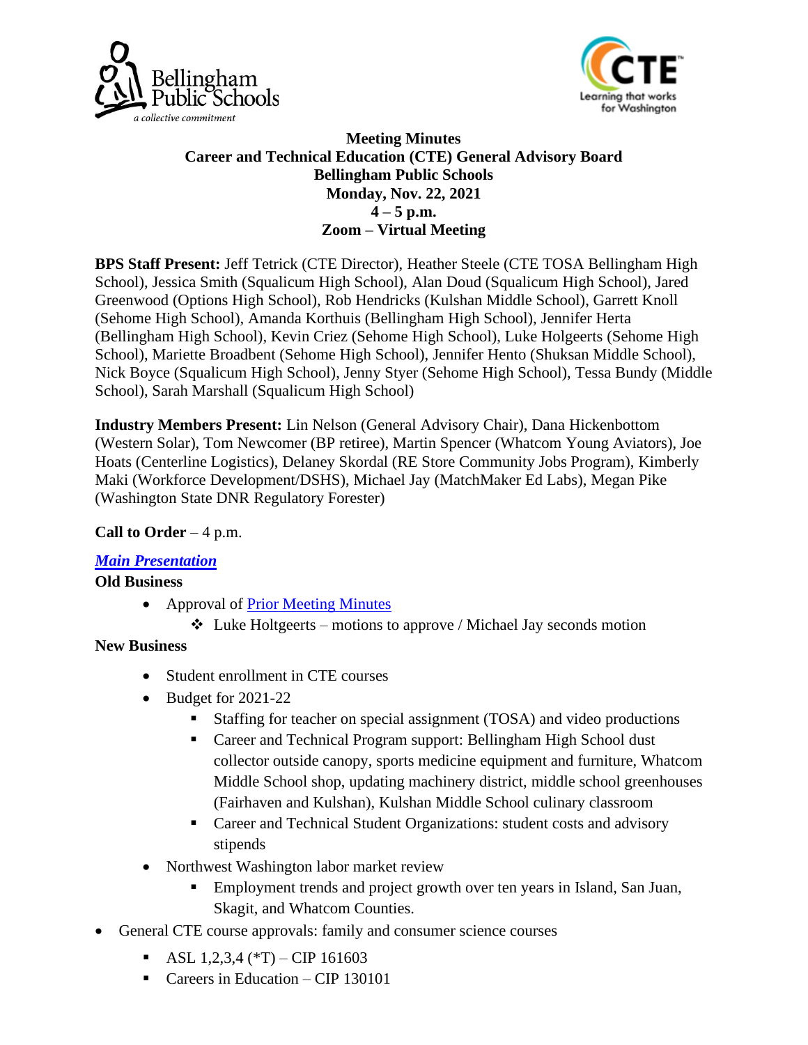**Meeting Minutes**
**Career and Technical Education (CTE) General Advisory Board**
**Bellingham Public Schools**
**Monday, Nov. 22, 2021**
**4 – 5 p.m.**
**Zoom – Virtual Meeting**

**BPS Staff Present:** Jeff Tetrick (CTE Director), Heather Steele (CTE TOSA Bellingham High School), Jessica Smith (Squalicum High School), Alan Doud (Squalicum High School), Jared Greenwood (Options High School), Rob Hendricks (Kulshan Middle School), Garrett Knoll (Sehome High School), Amanda Korthuis (Bellingham High School), Jennifer Herta (Bellingham High School), Kevin Criez (Sehome High School), Luke Holgeerts (Sehome High School), Mariette Broadbent (Sehome High School), Jennifer Hento (Shuksan Middle School), Nick Boyce (Squalicum High School), Jenny Styer (Sehome High School), Tessa Bundy (Middle School), Sarah Marshall (Squalicum High School)

**Industry Members Present:** Lin Nelson (General Advisory Chair), Dana Hickenbottom (Western Solar), Tom Newcomer (BP retiree), Martin Spencer (Whatcom Young Aviators), Joe Hoats (Centerline Logistics), Delaney Skordal (RE Store Community Jobs Program), Kimberly Maki (Workforce Development/DSHS), Michael Jay (MatchMaker Ed Labs), Megan Pike (Washington State DNR Regulatory Forester)

**Call to Order** – 4 p.m.

***Main Presentation***

**Old Business**

- Approval of Prior Meeting Minutes
  - Luke Holtgeerts – motions to approve / Michael Jay seconds motion

**New Business**

- Student enrollment in CTE courses
- Budget for 2021-22
  - Staffing for teacher on special assignment (TOSA) and video productions
  - Career and Technical Program support: Bellingham High School dust collector outside canopy, sports medicine equipment and furniture, Whatcom Middle School shop, updating machinery district, middle school greenhouses (Fairhaven and Kulshan), Kulshan Middle School culinary classroom
  - Career and Technical Student Organizations: student costs and advisory stipends
- Northwest Washington labor market review
  - Employment trends and project growth over ten years in Island, San Juan, Skagit, and Whatcom Counties.
- General CTE course approvals: family and consumer science courses
  - ASL 1,2,3,4 (*T) – CIP 161603
  - Careers in Education – CIP 130101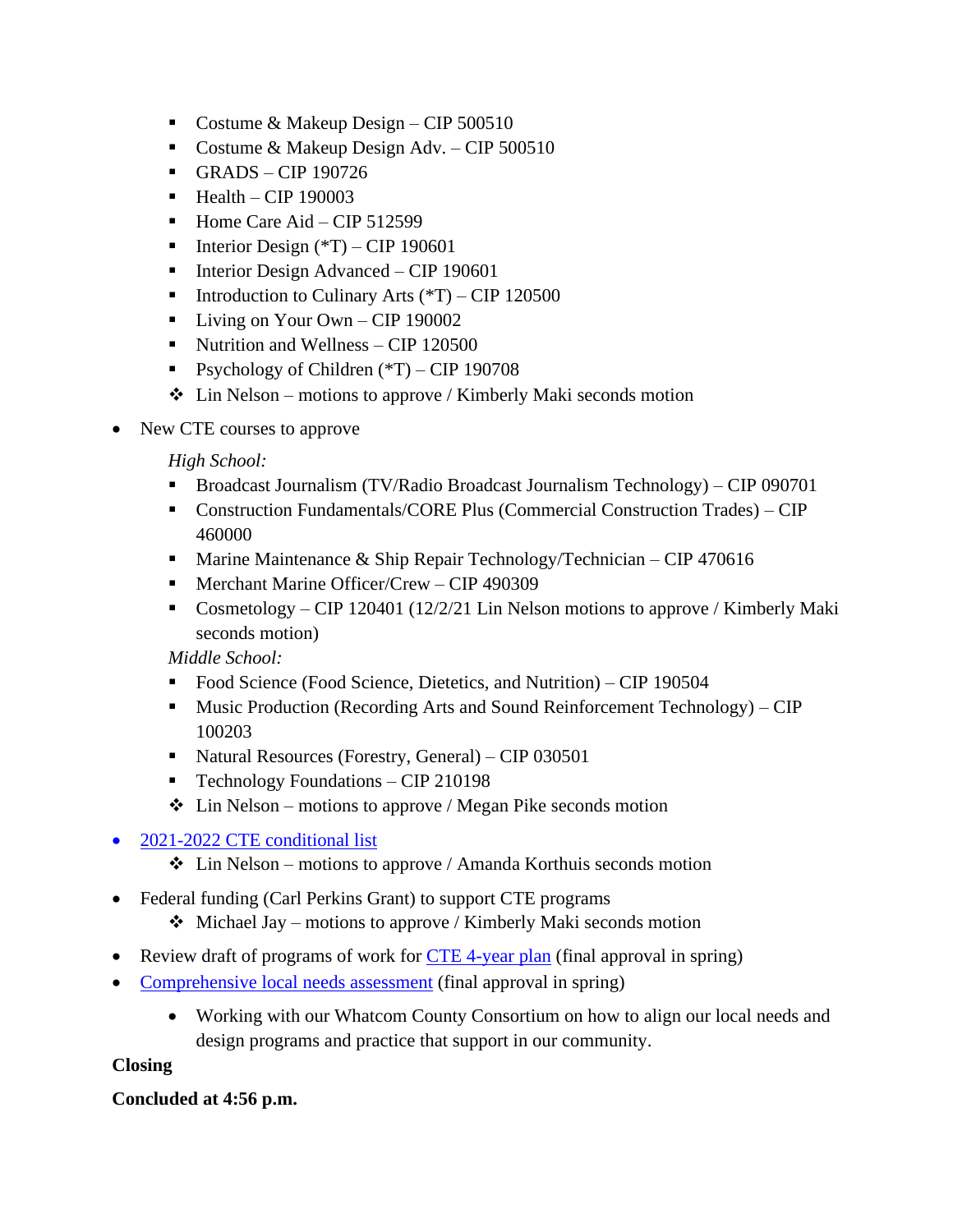- Costume & Makeup Design – CIP 500510
    - Costume & Makeup Design Adv. – CIP 500510
    - GRADS – CIP 190726
    - Health – CIP 190003
    - Home Care Aid – CIP 512599
    - Interior Design (*T) – CIP 190601
    - Interior Design Advanced – CIP 190601
    - Introduction to Culinary Arts (*T) – CIP 120500
    - Living on Your Own – CIP 190002
    - Nutrition and Wellness – CIP 120500
    - Psychology of Children (*T) – CIP 190708
    - ❖ Lin Nelson – motions to approve / Kimberly Maki seconds motion

- New CTE courses to approve

  *High School:*

  - Broadcast Journalism (TV/Radio Broadcast Journalism Technology) – CIP 090701
  - Construction Fundamentals/CORE Plus (Commercial Construction Trades) – CIP 460000
  - Marine Maintenance & Ship Repair Technology/Technician – CIP 470616
  - Merchant Marine Officer/Crew – CIP 490309
  - Cosmetology – CIP 120401 (12/2/21 Lin Nelson motions to approve / Kimberly Maki seconds motion)

  *Middle School:*

  - Food Science (Food Science, Dietetics, and Nutrition) – CIP 190504
  - Music Production (Recording Arts and Sound Reinforcement Technology) – CIP 100203
  - Natural Resources (Forestry, General) – CIP 030501
  - Technology Foundations – CIP 210198
  - ❖ Lin Nelson – motions to approve / Megan Pike seconds motion

- 2021-2022 CTE conditional list
  - ❖ Lin Nelson – motions to approve / Amanda Korthuis seconds motion

- Federal funding (Carl Perkins Grant) to support CTE programs
  - ❖ Michael Jay – motions to approve / Kimberly Maki seconds motion

- Review draft of programs of work for CTE 4-year plan (final approval in spring)
- Comprehensive local needs assessment (final approval in spring)
  - Working with our Whatcom County Consortium on how to align our local needs and design programs and practice that support in our community.

**Closing**

**Concluded at 4:56 p.m.**